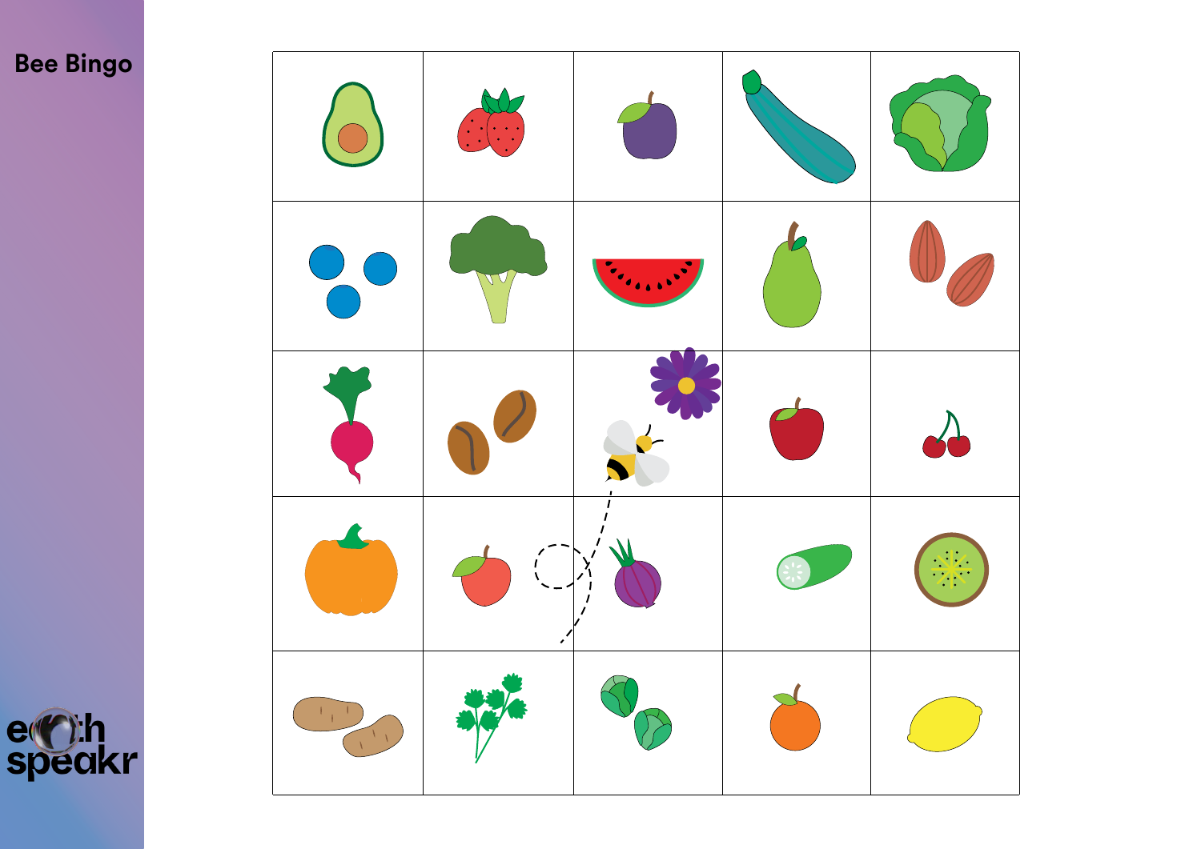# Bee Bingo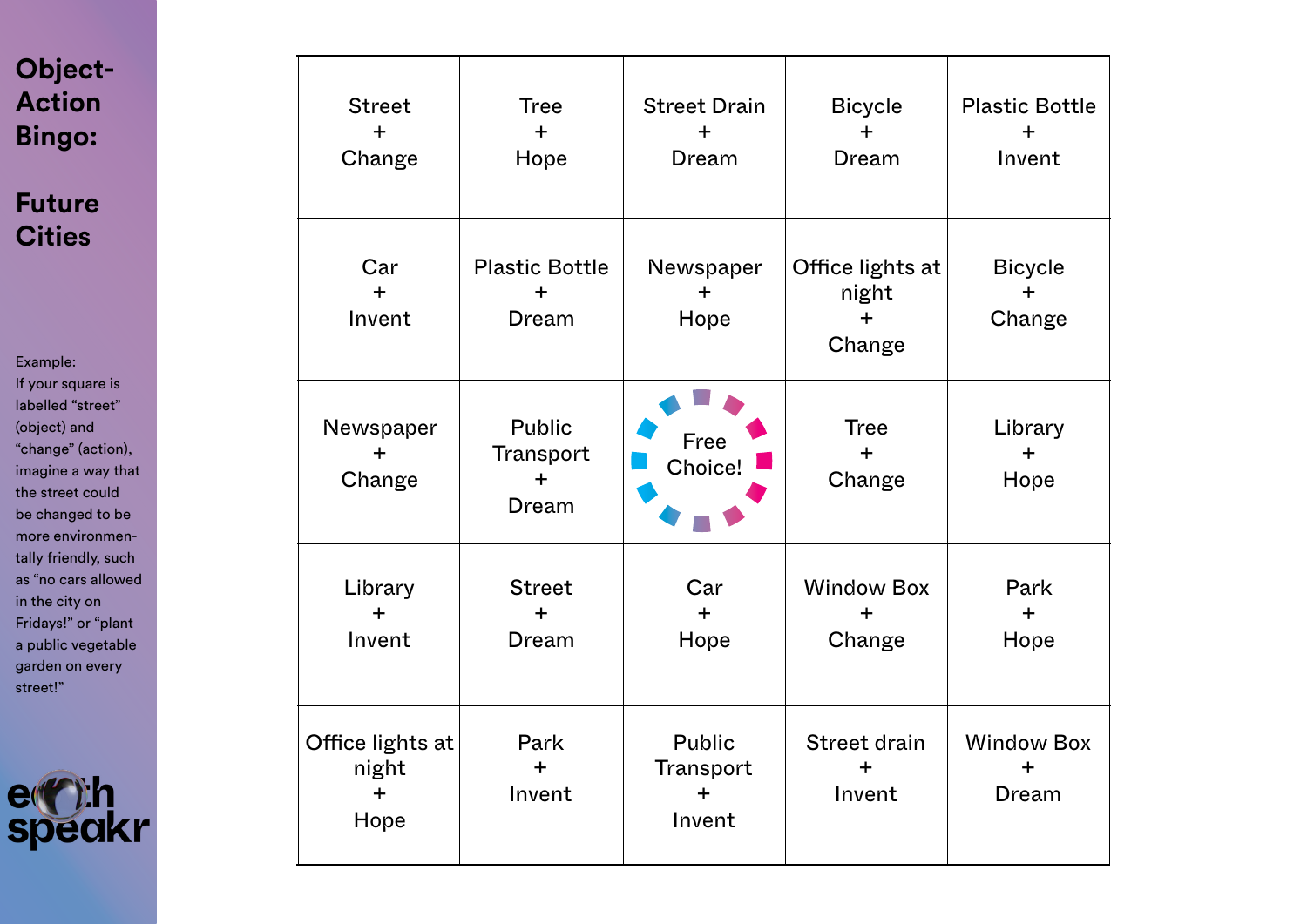# Object-Action Bingo:

## Future Cities

Example:
If your square is labelled "street" (object) and "change" (action), imagine a way that the street could be changed to be more environmentally friendly, such as "no cars allowed in the city on Fridays!" or "plant a public vegetable garden on every street!"

| | | | | |
|---|---|---|---|---|
| Street + Change | Tree + Hope | Street Drain + Dream | Bicycle + Dream | Plastic Bottle + Invent |
| Car + Invent | Plastic Bottle + Dream | Newspaper + Hope | Office lights at night + Change | Bicycle + Change |
| Newspaper + Change | Public Transport + Dream | Free Choice! | Tree + Change | Library + Hope |
| Library + Invent | Street + Dream | Car + Hope | Window Box + Change | Park + Hope |
| Office lights at night + Hope | Park + Invent | Public Transport + Invent | Street drain + Invent | Window Box + Dream |

earth speakr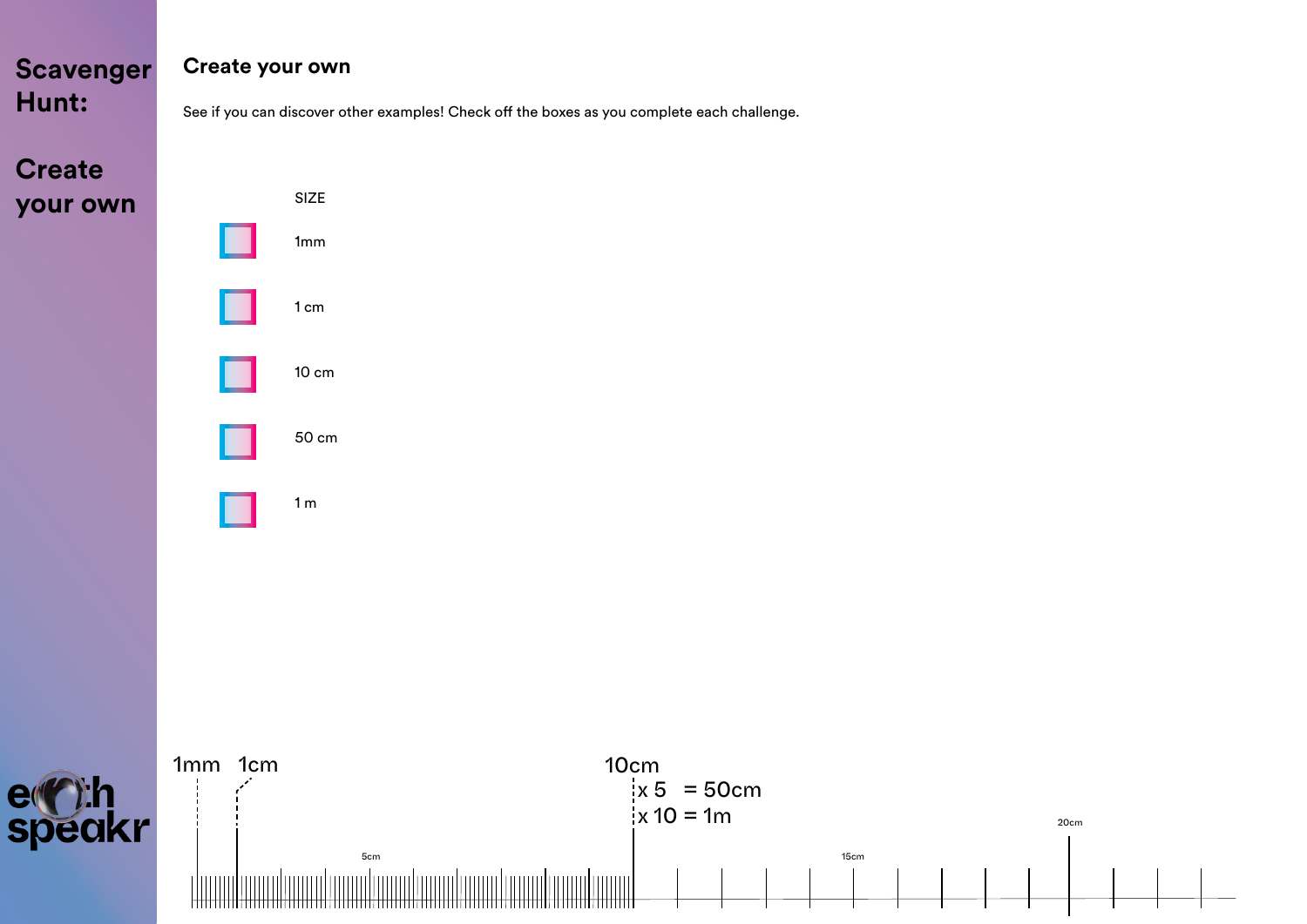# Scavenger Hunt:

# Create your own

## Create your own

See if you can discover other examples! Check off the boxes as you complete each challenge.

SIZE

- [ ] 1mm
- [ ] 1 cm
- [ ] 10 cm
- [ ] 50 cm
- [ ] 1 m

1mm 1cm 10cm

x 5 = 50cm

x 10 = 1m

5cm 15cm 20cm

earth speakr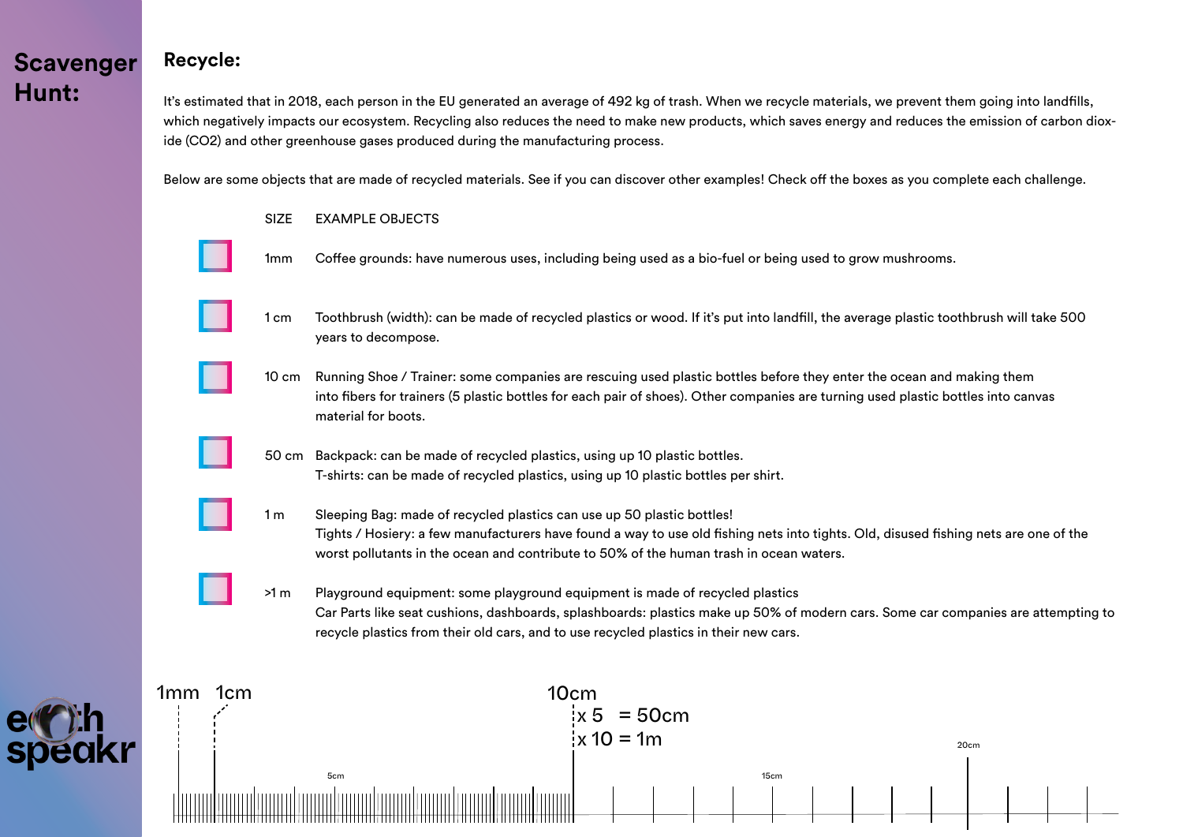# Scavenger Hunt:

## Recycle:

It's estimated that in 2018, each person in the EU generated an average of 492 kg of trash. When we recycle materials, we prevent them going into landfills, which negatively impacts our ecosystem. Recycling also reduces the need to make new products, which saves energy and reduces the emission of carbon dioxide (CO2) and other greenhouse gases produced during the manufacturing process.

Below are some objects that are made of recycled materials. See if you can discover other examples! Check off the boxes as you complete each challenge.

| | SIZE | EXAMPLE OBJECTS |
|---|---|---|
| ☐ | 1mm | Coffee grounds: have numerous uses, including being used as a bio-fuel or being used to grow mushrooms. |
| ☐ | 1 cm | Toothbrush (width): can be made of recycled plastics or wood. If it's put into landfill, the average plastic toothbrush will take 500 years to decompose. |
| ☐ | 10 cm | Running Shoe / Trainer: some companies are rescuing used plastic bottles before they enter the ocean and making them into fibers for trainers (5 plastic bottles for each pair of shoes). Other companies are turning used plastic bottles into canvas material for boots. |
| ☐ | 50 cm | Backpack: can be made of recycled plastics, using up 10 plastic bottles.<br>T-shirts: can be made of recycled plastics, using up 10 plastic bottles per shirt. |
| ☐ | 1 m | Sleeping Bag: made of recycled plastics can use up 50 plastic bottles!<br>Tights / Hosiery: a few manufacturers have found a way to use old fishing nets into tights. Old, disused fishing nets are one of the worst pollutants in the ocean and contribute to 50% of the human trash in ocean waters. |
| ☐ | >1 m | Playground equipment: some playground equipment is made of recycled plastics<br>Car Parts like seat cushions, dashboards, splashboards: plastics make up 50% of modern cars. Some car companies are attempting to recycle plastics from their old cars, and to use recycled plastics in their new cars. |

1mm 1cm 10cm

x 5 = 50cm

x 10 = 1m

5cm 15cm 20cm

earth speakr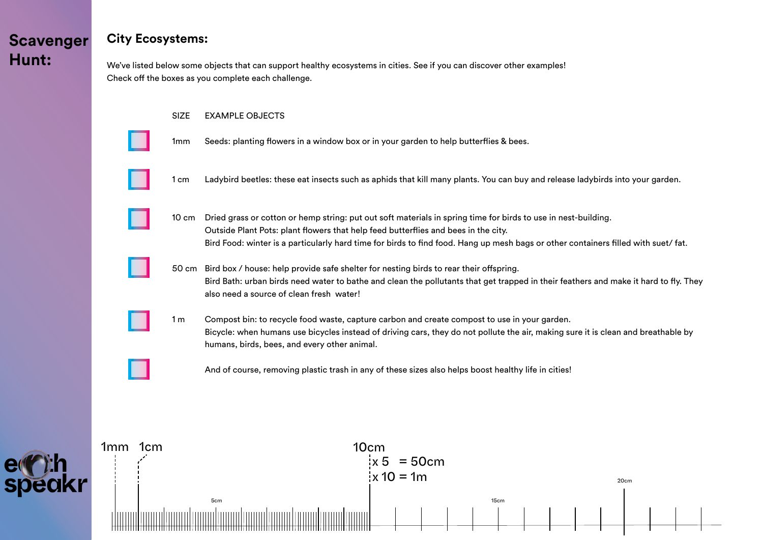# Scavenger Hunt:

## City Ecosystems:

We've listed below some objects that can support healthy ecosystems in cities. See if you can discover other examples!
Check off the boxes as you complete each challenge.

| | SIZE | EXAMPLE OBJECTS |
|---|---|---|
| ☐ | 1mm | Seeds: planting flowers in a window box or in your garden to help butterflies & bees. |
| ☐ | 1 cm | Ladybird beetles: these eat insects such as aphids that kill many plants. You can buy and release ladybirds into your garden. |
| ☐ | 10 cm | Dried grass or cotton or hemp string: put out soft materials in spring time for birds to use in nest-building.<br>Outside Plant Pots: plant flowers that help feed butterflies and bees in the city.<br>Bird Food: winter is a particularly hard time for birds to find food. Hang up mesh bags or other containers filled with suet/ fat. |
| ☐ | 50 cm | Bird box / house: help provide safe shelter for nesting birds to rear their offspring.<br>Bird Bath: urban birds need water to bathe and clean the pollutants that get trapped in their feathers and make it hard to fly. They also need a source of clean fresh water! |
| ☐ | 1 m | Compost bin: to recycle food waste, capture carbon and create compost to use in your garden.<br>Bicycle: when humans use bicycles instead of driving cars, they do not pollute the air, making sure it is clean and breathable by humans, birds, bees, and every other animal. |
| ☐ | | And of course, removing plastic trash in any of these sizes also helps boost healthy life in cities! |

1mm 1cm 10cm
x 5 = 50cm
x 10 = 1m

5cm 15cm 20cm

earth speakr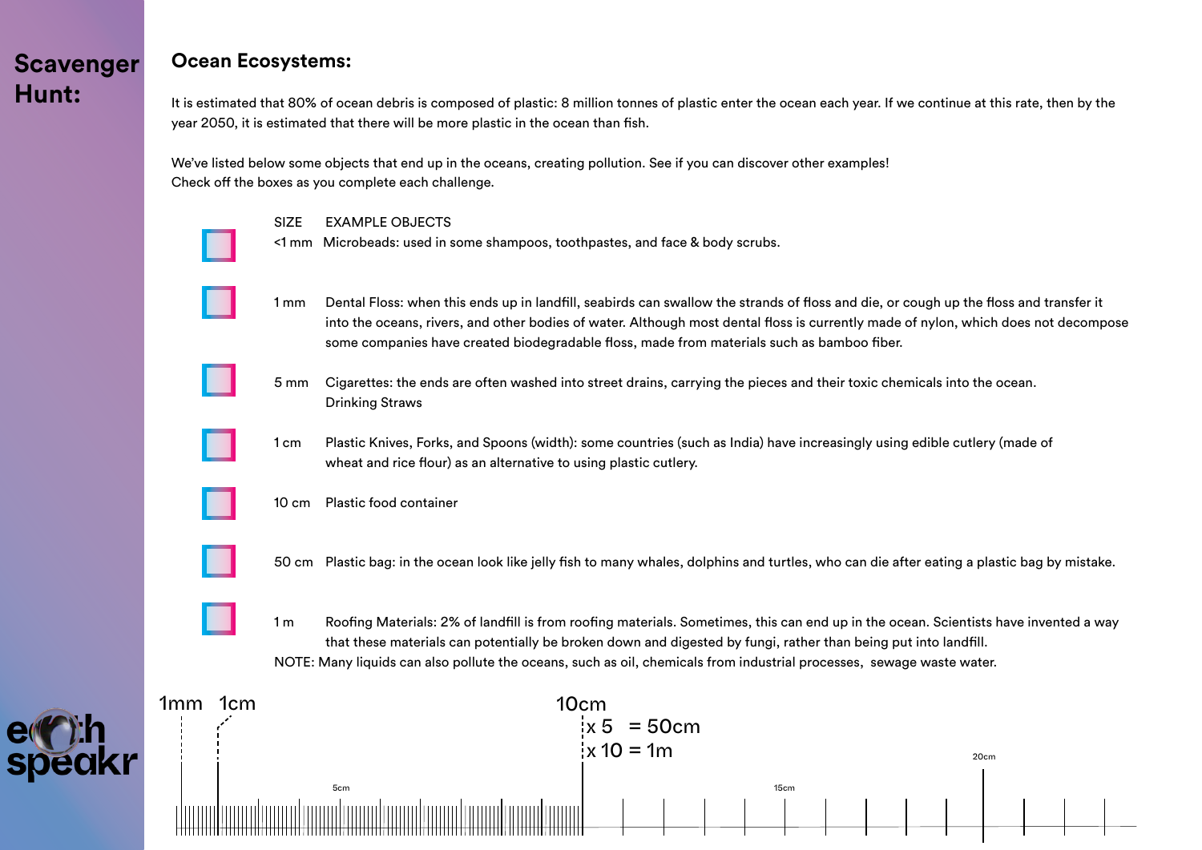# Scavenger Hunt:

## Ocean Ecosystems:

It is estimated that 80% of ocean debris is composed of plastic: 8 million tonnes of plastic enter the ocean each year. If we continue at this rate, then by the year 2050, it is estimated that there will be more plastic in the ocean than fish.

We've listed below some objects that end up in the oceans, creating pollution. See if you can discover other examples!
Check off the boxes as you complete each challenge.

| | SIZE | EXAMPLE OBJECTS |
|---|---|---|
| ☐ | <1 mm | Microbeads: used in some shampoos, toothpastes, and face & body scrubs. |
| ☐ | 1 mm | Dental Floss: when this ends up in landfill, seabirds can swallow the strands of floss and die, or cough up the floss and transfer it into the oceans, rivers, and other bodies of water. Although most dental floss is currently made of nylon, which does not decompose some companies have created biodegradable floss, made from materials such as bamboo fiber. |
| ☐ | 5 mm | Cigarettes: the ends are often washed into street drains, carrying the pieces and their toxic chemicals into the ocean. Drinking Straws |
| ☐ | 1 cm | Plastic Knives, Forks, and Spoons (width): some countries (such as India) have increasingly using edible cutlery (made of wheat and rice flour) as an alternative to using plastic cutlery. |
| ☐ | 10 cm | Plastic food container |
| ☐ | 50 cm | Plastic bag: in the ocean look like jelly fish to many whales, dolphins and turtles, who can die after eating a plastic bag by mistake. |
| ☐ | 1 m | Roofing Materials: 2% of landfill is from roofing materials. Sometimes, this can end up in the ocean. Scientists have invented a way that these materials can potentially be broken down and digested by fungi, rather than being put into landfill. |

NOTE: Many liquids can also pollute the oceans, such as oil, chemicals from industrial processes, sewage waste water.

1mm 1cm 5cm 10cm 15cm 20cm

10cm x 5 = 50cm
10cm x 10 = 1m

earth speakr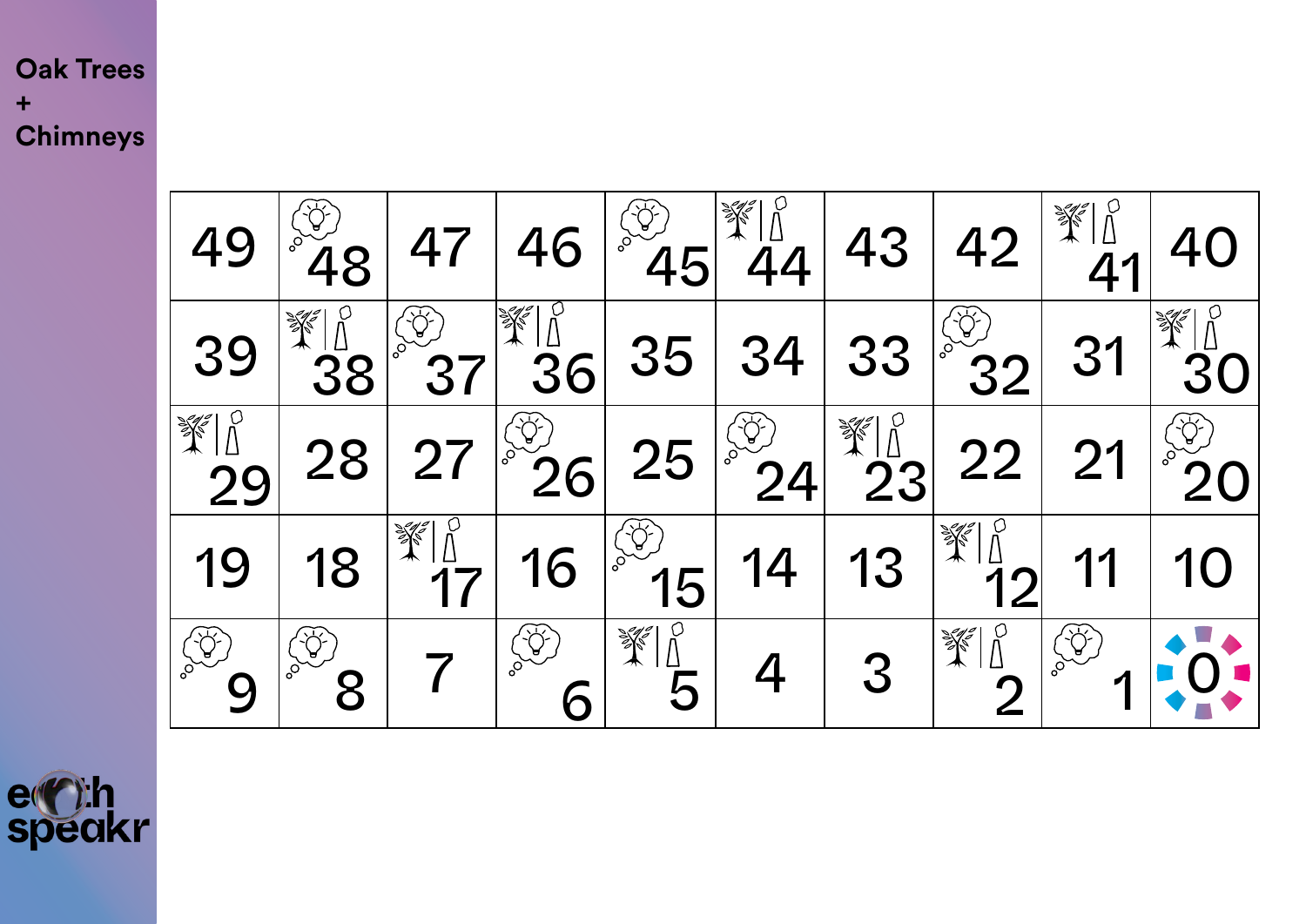# Oak Trees + Chimneys

| | | | | | | | | | |
|---|---|---|---|---|---|---|---|---|---|
| 49 | 48 | 47 | 46 | 45 | 44 | 43 | 42 | 41 | 40 |
| 39 | 38 | 37 | 36 | 35 | 34 | 33 | 32 | 31 | 30 |
| 29 | 28 | 27 | 26 | 25 | 24 | 23 | 22 | 21 | 20 |
| 19 | 18 | 17 | 16 | 15 | 14 | 13 | 12 | 11 | 10 |
| 9 | 8 | 7 | 6 | 5 | 4 | 3 | 2 | 1 | 0 |

earth speakr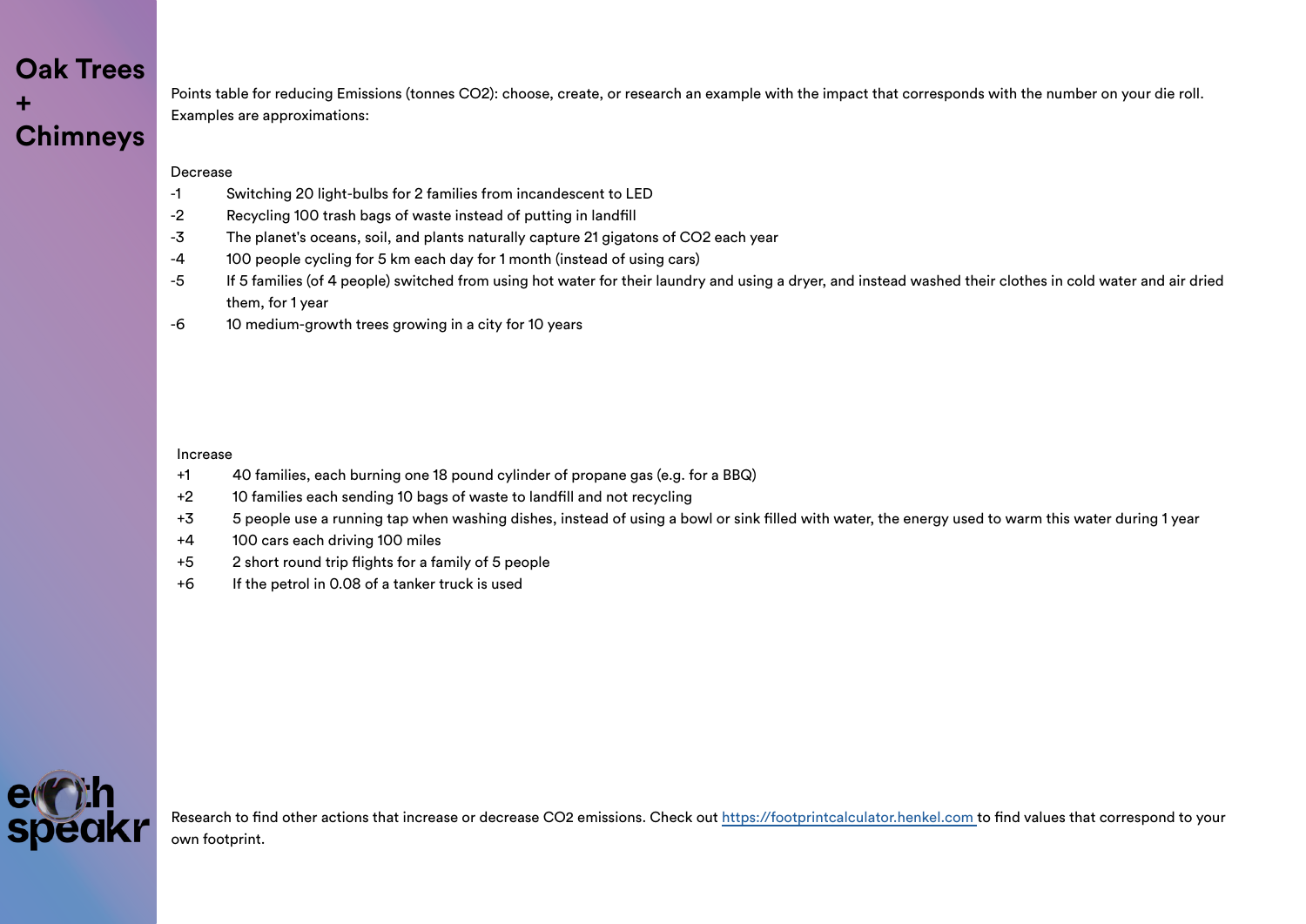# Oak Trees + Chimneys

Points table for reducing Emissions (tonnes $CO_2$): choose, create, or research an example with the impact that corresponds with the number on your die roll. Examples are approximations:

Decrease

| | |
|---|---|
| -1 | Switching 20 light-bulbs for 2 families from incandescent to LED |
| -2 | Recycling 100 trash bags of waste instead of putting in landfill |
| -3 | The planet's oceans, soil, and plants naturally capture 21 gigatons of $CO_2$ each year |
| -4 | 100 people cycling for 5 km each day for 1 month (instead of using cars) |
| -5 | If 5 families (of 4 people) switched from using hot water for their laundry and using a dryer, and instead washed their clothes in cold water and air dried them, for 1 year |
| -6 | 10 medium-growth trees growing in a city for 10 years |

Increase

| | |
|---|---|
| +1 | 40 families, each burning one 18 pound cylinder of propane gas (e.g. for a BBQ) |
| +2 | 10 families each sending 10 bags of waste to landfill and not recycling |
| +3 | 5 people use a running tap when washing dishes, instead of using a bowl or sink filled with water, the energy used to warm this water during 1 year |
| +4 | 100 cars each driving 100 miles |
| +5 | 2 short round trip flights for a family of 5 people |
| +6 | If the petrol in 0.08 of a tanker truck is used |

Research to find other actions that increase or decrease $CO_2$ emissions. Check out https://footprintcalculator.henkel.com to find values that correspond to your own footprint.

earth speakr